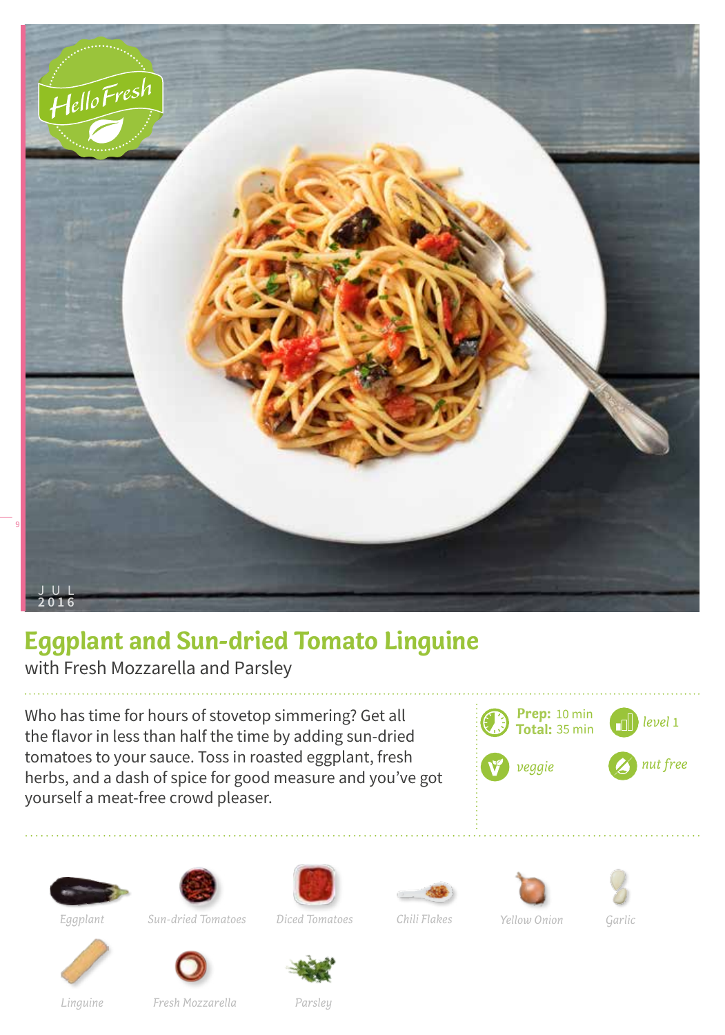JUL
2016

# Eggplant and Sun-dried Tomato Linguine

with Fresh Mozzarella and Parsley

Who has time for hours of stovetop simmering? Get all the flavor in less than half the time by adding sun-dried tomatoes to your sauce. Toss in roasted eggplant, fresh herbs, and a dash of spice for good measure and you've got yourself a meat-free crowd pleaser.

**Prep:** 10 min
**Total:** 35 min

*level* 1

*veggie*

*nut free*

*Eggplant*
*Sun-dried Tomatoes*
*Diced Tomatoes*
*Chili Flakes*
*Yellow Onion*
*Garlic*
*Linguine*
*Fresh Mozzarella*
*Parsley*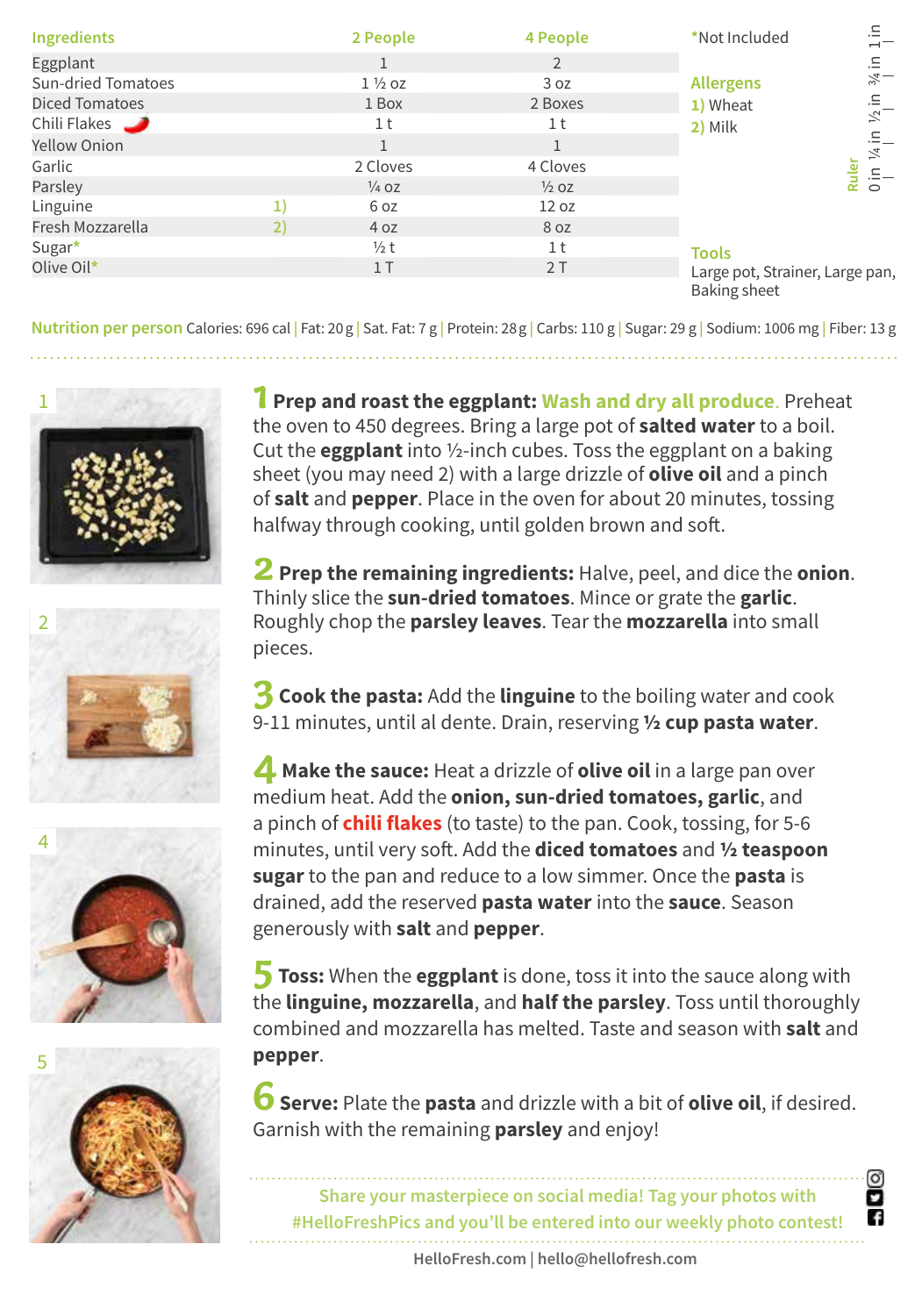| Ingredients | | 2 People | 4 People |
|---|---|---|---|
| Eggplant | | 1 | 2 |
| Sun-dried Tomatoes | | 1 ½ oz | 3 oz |
| Diced Tomatoes | | 1 Box | 2 Boxes |
| Chili Flakes | | 1 t | 1 t |
| Yellow Onion | | 1 | 1 |
| Garlic | | 2 Cloves | 4 Cloves |
| Parsley | | ¼ oz | ½ oz |
| Linguine | 1) | 6 oz | 12 oz |
| Fresh Mozzarella | 2) | 4 oz | 8 oz |
| Sugar* | | ½ t | 1 t |
| Olive Oil* | | 1 T | 2 T |

*Not Included

**Allergens**
1) Wheat
2) Milk

Ruler
0 in ¼ in ½ in ¾ in 1 in

**Tools**
Large pot, Strainer, Large pan, Baking sheet

**Nutrition per person** Calories: 696 cal | Fat: 20 g | Sat. Fat: 7 g | Protein: 28 g | Carbs: 110 g | Sugar: 29 g | Sodium: 1006 mg | Fiber: 13 g

1

2

4

5

**1 Prep and roast the eggplant:** Wash and dry all produce. Preheat the oven to 450 degrees. Bring a large pot of **salted water** to a boil. Cut the **eggplant** into ½-inch cubes. Toss the eggplant on a baking sheet (you may need 2) with a large drizzle of **olive oil** and a pinch of **salt** and **pepper**. Place in the oven for about 20 minutes, tossing halfway through cooking, until golden brown and soft.

**2 Prep the remaining ingredients:** Halve, peel, and dice the **onion**. Thinly slice the **sun-dried tomatoes**. Mince or grate the **garlic**. Roughly chop the **parsley leaves**. Tear the **mozzarella** into small pieces.

**3 Cook the pasta:** Add the **linguine** to the boiling water and cook 9-11 minutes, until al dente. Drain, reserving **½ cup pasta water**.

**4 Make the sauce:** Heat a drizzle of **olive oil** in a large pan over medium heat. Add the **onion, sun-dried tomatoes, garlic**, and a pinch of **chili flakes** (to taste) to the pan. Cook, tossing, for 5-6 minutes, until very soft. Add the **diced tomatoes** and **½ teaspoon sugar** to the pan and reduce to a low simmer. Once the **pasta** is drained, add the reserved **pasta water** into the **sauce**. Season generously with **salt** and **pepper**.

**5 Toss:** When the **eggplant** is done, toss it into the sauce along with the **linguine, mozzarella**, and **half the parsley**. Toss until thoroughly combined and mozzarella has melted. Taste and season with **salt** and **pepper**.

**6 Serve:** Plate the **pasta** and drizzle with a bit of **olive oil**, if desired. Garnish with the remaining **parsley** and enjoy!

Share your masterpiece on social media! Tag your photos with #HelloFreshPics and you'll be entered into our weekly photo contest!

HelloFresh.com | hello@hellofresh.com